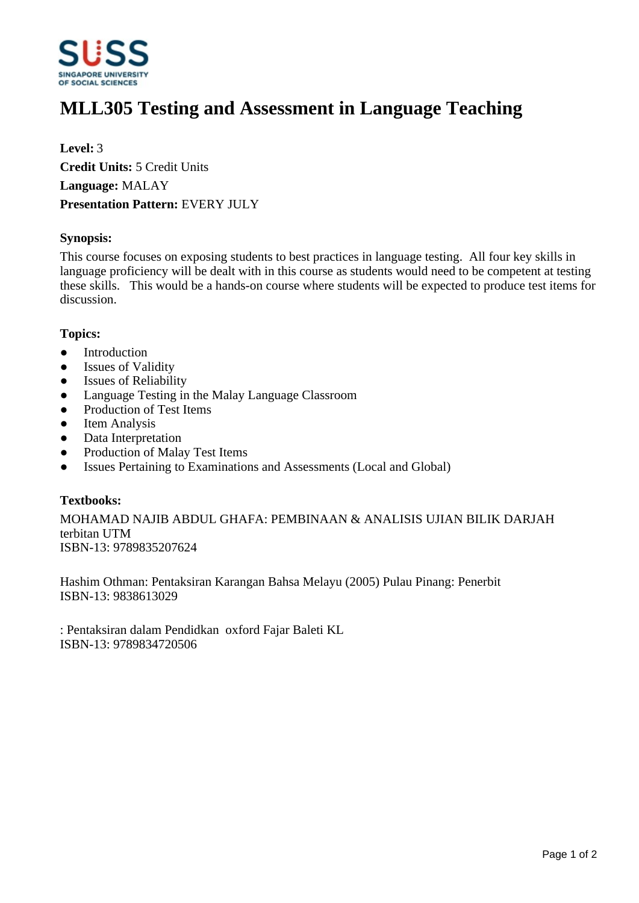# MLL305 Testing and Assessment in Language Teaching

**Level:** 3

**Credit Units:** 5 Credit Units

**Language:** MALAY

**Presentation Pattern:** EVERY JULY

### Synopsis:

This course focuses on exposing students to best practices in language testing. All four key skills in language proficiency will be dealt with in this course as students would need to be competent at testing these skills. This would be a hands-on course where students will be expected to produce test items for discussion.

### Topics:

- Introduction
- Issues of Validity
- Issues of Reliability
- Language Testing in the Malay Language Classroom
- Production of Test Items
- Item Analysis
- Data Interpretation
- Production of Malay Test Items
- Issues Pertaining to Examinations and Assessments (Local and Global)

### Textbooks:

MOHAMAD NAJIB ABDUL GHAFA: PEMBINAAN & ANALISIS UJIAN BILIK DARJAH terbitan UTM
ISBN-13: 9789835207624

Hashim Othman: Pentaksiran Karangan Bahsa Melayu (2005) Pulau Pinang: Penerbit
ISBN-13: 9838613029

: Pentaksiran dalam Pendidkan oxford Fajar Baleti KL
ISBN-13: 9789834720506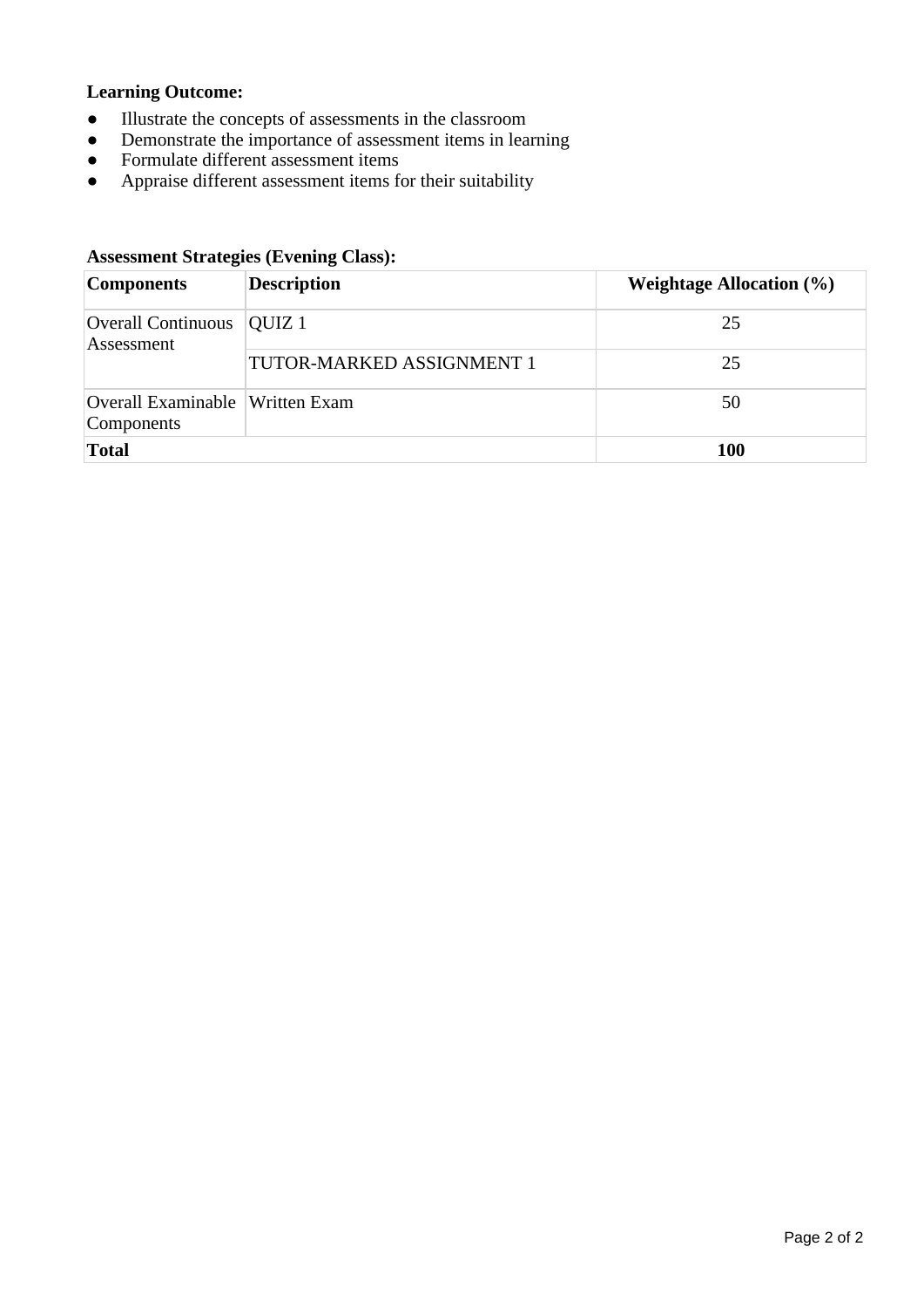**Learning Outcome:**

- Illustrate the concepts of assessments in the classroom
- Demonstrate the importance of assessment items in learning
- Formulate different assessment items
- Appraise different assessment items for their suitability

**Assessment Strategies (Evening Class):**

| Components | Description | Weightage Allocation (%) |
|---|---|---|
| Overall Continuous Assessment | QUIZ 1 | 25 |
| | TUTOR-MARKED ASSIGNMENT 1 | 25 |
| Overall Examinable Components | Written Exam | 50 |
| **Total** | | **100** |